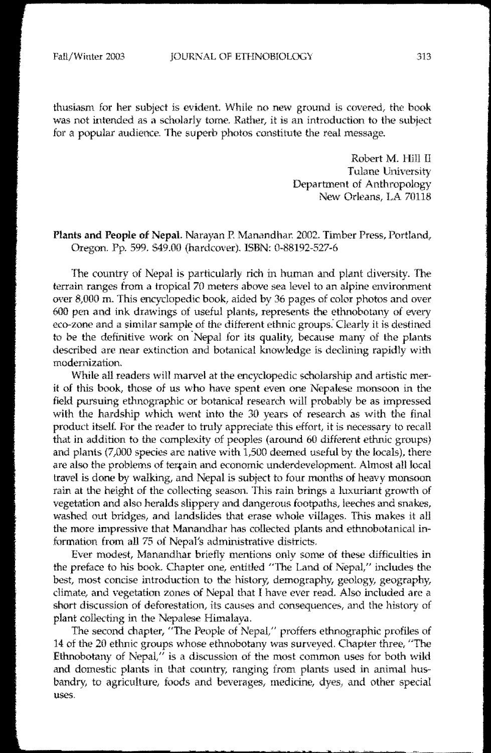thusiasm for her subject is evident. While no new ground is covered, the book was not intended as a scholarly tome. Rather, it is an introduction to the subject for a popular audience. The superb photos constitute the real message.

Robert M. Hill II
Tulane University
Department of Anthropology
New Orleans, LA 70118

**Plants and People of Nepal.** Narayan P. Manandhar. 2002. Timber Press, Portland, Oregon. Pp. 599. $49.00 (hardcover). ISBN: 0-88192-527-6

The country of Nepal is particularly rich in human and plant diversity. The terrain ranges from a tropical 70 meters above sea level to an alpine environment over 8,000 m. This encyclopedic book, aided by 36 pages of color photos and over 600 pen and ink drawings of useful plants, represents the ethnobotany of every eco-zone and a similar sample of the different ethnic groups. Clearly it is destined to be the definitive work on Nepal for its quality, because many of the plants described are near extinction and botanical knowledge is declining rapidly with modernization.

While all readers will marvel at the encyclopedic scholarship and artistic merit of this book, those of us who have spent even one Nepalese monsoon in the field pursuing ethnographic or botanical research will probably be as impressed with the hardship which went into the 30 years of research as with the final product itself. For the reader to truly appreciate this effort, it is necessary to recall that in addition to the complexity of peoples (around 60 different ethnic groups) and plants (7,000 species are native with 1,500 deemed useful by the locals), there are also the problems of terrain and economic underdevelopment. Almost all local travel is done by walking, and Nepal is subject to four months of heavy monsoon rain at the height of the collecting season. This rain brings a luxuriant growth of vegetation and also heralds slippery and dangerous footpaths, leeches and snakes, washed out bridges, and landslides that erase whole villages. This makes it all the more impressive that Manandhar has collected plants and ethnobotanical information from all 75 of Nepal's administrative districts.

Ever modest, Manandhar briefly mentions only some of these difficulties in the preface to his book. Chapter one, entitled "The Land of Nepal," includes the best, most concise introduction to the history, demography, geology, geography, climate, and vegetation zones of Nepal that I have ever read. Also included are a short discussion of deforestation, its causes and consequences, and the history of plant collecting in the Nepalese Himalaya.

The second chapter, "The People of Nepal," proffers ethnographic profiles of 14 of the 20 ethnic groups whose ethnobotany was surveyed. Chapter three, "The Ethnobotany of Nepal," is a discussion of the most common uses for both wild and domestic plants in that country, ranging from plants used in animal husbandry, to agriculture, foods and beverages, medicine, dyes, and other special uses.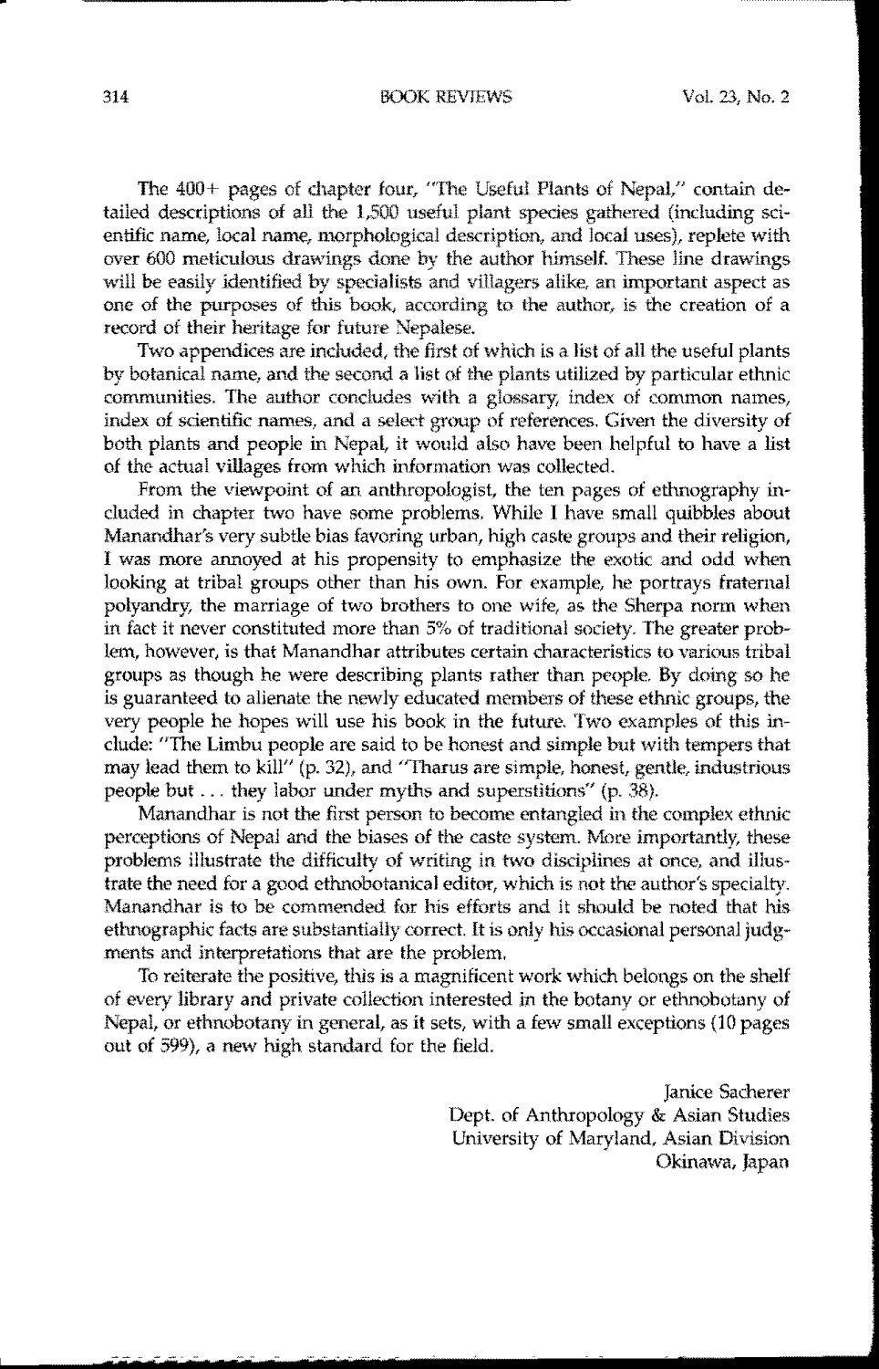The 400+ pages of chapter four, "The Useful Plants of Nepal," contain detailed descriptions of all the 1,500 useful plant species gathered (including scientific name, local name, morphological description, and local uses), replete with over 600 meticulous drawings done by the author himself. These line drawings will be easily identified by specialists and villagers alike, an important aspect as one of the purposes of this book, according to the author, is the creation of a record of their heritage for future Nepalese.

Two appendices are included, the first of which is a list of all the useful plants by botanical name, and the second a list of the plants utilized by particular ethnic communities. The author concludes with a glossary, index of common names, index of scientific names, and a select group of references. Given the diversity of both plants and people in Nepal, it would also have been helpful to have a list of the actual villages from which information was collected.

From the viewpoint of an anthropologist, the ten pages of ethnography included in chapter two have some problems. While I have small quibbles about Manandhar's very subtle bias favoring urban, high caste groups and their religion, I was more annoyed at his propensity to emphasize the exotic and odd when looking at tribal groups other than his own. For example, he portrays fraternal polyandry, the marriage of two brothers to one wife, as the Sherpa norm when in fact it never constituted more than 5% of traditional society. The greater problem, however, is that Manandhar attributes certain characteristics to various tribal groups as though he were describing plants rather than people. By doing so he is guaranteed to alienate the newly educated members of these ethnic groups, the very people he hopes will use his book in the future. Two examples of this include: "The Limbu people are said to be honest and simple but with tempers that may lead them to kill" (p. 32), and "Tharus are simple, honest, gentle, industrious people but . . . they labor under myths and superstitions" (p. 38).

Manandhar is not the first person to become entangled in the complex ethnic perceptions of Nepal and the biases of the caste system. More importantly, these problems illustrate the difficulty of writing in two disciplines at once, and illustrate the need for a good ethnobotanical editor, which is not the author's specialty. Manandhar is to be commended for his efforts and it should be noted that his ethnographic facts are substantially correct. It is only his occasional personal judgments and interpretations that are the problem.

To reiterate the positive, this is a magnificent work which belongs on the shelf of every library and private collection interested in the botany or ethnobotany of Nepal, or ethnobotany in general, as it sets, with a few small exceptions (10 pages out of 599), a new high standard for the field.

Janice Sacherer  
Dept. of Anthropology & Asian Studies  
University of Maryland, Asian Division  
Okinawa, Japan